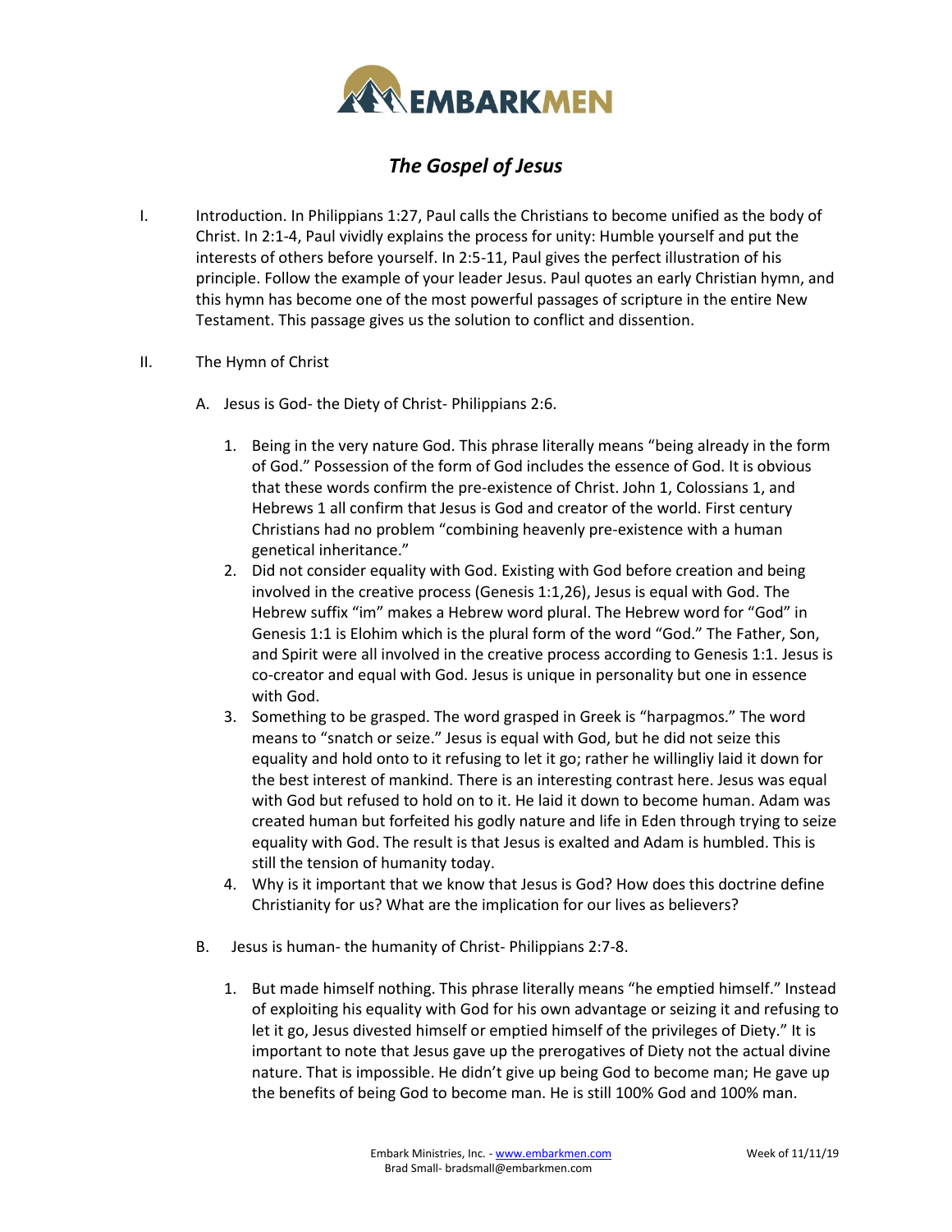# *The Gospel of Jesus*

I. Introduction. In Philippians 1:27, Paul calls the Christians to become unified as the body of Christ. In 2:1-4, Paul vividly explains the process for unity: Humble yourself and put the interests of others before yourself. In 2:5-11, Paul gives the perfect illustration of his principle. Follow the example of your leader Jesus. Paul quotes an early Christian hymn, and this hymn has become one of the most powerful passages of scripture in the entire New Testament. This passage gives us the solution to conflict and dissention.

II. The Hymn of Christ

A. Jesus is God- the Diety of Christ- Philippians 2:6.

1. Being in the very nature God. This phrase literally means "being already in the form of God." Possession of the form of God includes the essence of God. It is obvious that these words confirm the pre-existence of Christ. John 1, Colossians 1, and Hebrews 1 all confirm that Jesus is God and creator of the world. First century Christians had no problem "combining heavenly pre-existence with a human genetical inheritance."
2. Did not consider equality with God. Existing with God before creation and being involved in the creative process (Genesis 1:1,26), Jesus is equal with God. The Hebrew suffix "im" makes a Hebrew word plural. The Hebrew word for "God" in Genesis 1:1 is Elohim which is the plural form of the word "God." The Father, Son, and Spirit were all involved in the creative process according to Genesis 1:1. Jesus is co-creator and equal with God. Jesus is unique in personality but one in essence with God.
3. Something to be grasped. The word grasped in Greek is "harpagmos." The word means to "snatch or seize." Jesus is equal with God, but he did not seize this equality and hold onto to it refusing to let it go; rather he willingliy laid it down for the best interest of mankind. There is an interesting contrast here. Jesus was equal with God but refused to hold on to it. He laid it down to become human. Adam was created human but forfeited his godly nature and life in Eden through trying to seize equality with God. The result is that Jesus is exalted and Adam is humbled. This is still the tension of humanity today.
4. Why is it important that we know that Jesus is God? How does this doctrine define Christianity for us? What are the implication for our lives as believers?

B. Jesus is human- the humanity of Christ- Philippians 2:7-8.

1. But made himself nothing. This phrase literally means "he emptied himself." Instead of exploiting his equality with God for his own advantage or seizing it and refusing to let it go, Jesus divested himself or emptied himself of the privileges of Diety." It is important to note that Jesus gave up the prerogatives of Diety not the actual divine nature. That is impossible. He didn't give up being God to become man; He gave up the benefits of being God to become man. He is still 100% God and 100% man.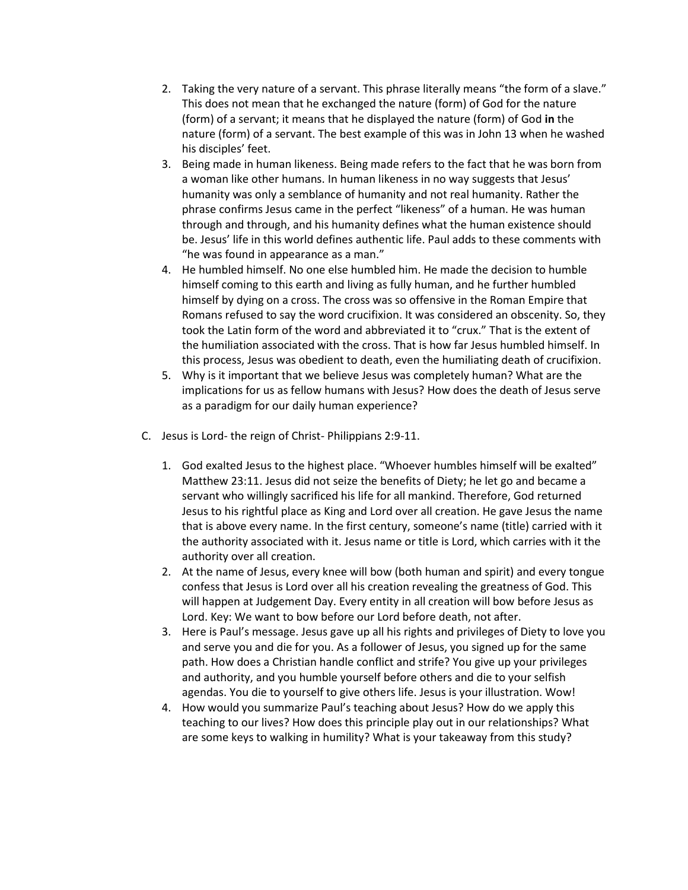2. Taking the very nature of a servant. This phrase literally means "the form of a slave." This does not mean that he exchanged the nature (form) of God for the nature (form) of a servant; it means that he displayed the nature (form) of God **in** the nature (form) of a servant. The best example of this was in John 13 when he washed his disciples' feet.
3. Being made in human likeness. Being made refers to the fact that he was born from a woman like other humans. In human likeness in no way suggests that Jesus' humanity was only a semblance of humanity and not real humanity. Rather the phrase confirms Jesus came in the perfect "likeness" of a human. He was human through and through, and his humanity defines what the human existence should be. Jesus' life in this world defines authentic life. Paul adds to these comments with "he was found in appearance as a man."
4. He humbled himself. No one else humbled him. He made the decision to humble himself coming to this earth and living as fully human, and he further humbled himself by dying on a cross. The cross was so offensive in the Roman Empire that Romans refused to say the word crucifixion. It was considered an obscenity. So, they took the Latin form of the word and abbreviated it to "crux." That is the extent of the humiliation associated with the cross. That is how far Jesus humbled himself. In this process, Jesus was obedient to death, even the humiliating death of crucifixion.
5. Why is it important that we believe Jesus was completely human? What are the implications for us as fellow humans with Jesus? How does the death of Jesus serve as a paradigm for our daily human experience?

C. Jesus is Lord- the reign of Christ- Philippians 2:9-11.

1. God exalted Jesus to the highest place. "Whoever humbles himself will be exalted" Matthew 23:11. Jesus did not seize the benefits of Diety; he let go and became a servant who willingly sacrificed his life for all mankind. Therefore, God returned Jesus to his rightful place as King and Lord over all creation. He gave Jesus the name that is above every name. In the first century, someone's name (title) carried with it the authority associated with it. Jesus name or title is Lord, which carries with it the authority over all creation.
2. At the name of Jesus, every knee will bow (both human and spirit) and every tongue confess that Jesus is Lord over all his creation revealing the greatness of God. This will happen at Judgement Day. Every entity in all creation will bow before Jesus as Lord. Key: We want to bow before our Lord before death, not after.
3. Here is Paul's message. Jesus gave up all his rights and privileges of Diety to love you and serve you and die for you. As a follower of Jesus, you signed up for the same path. How does a Christian handle conflict and strife? You give up your privileges and authority, and you humble yourself before others and die to your selfish agendas. You die to yourself to give others life. Jesus is your illustration. Wow!
4. How would you summarize Paul's teaching about Jesus? How do we apply this teaching to our lives? How does this principle play out in our relationships? What are some keys to walking in humility? What is your takeaway from this study?